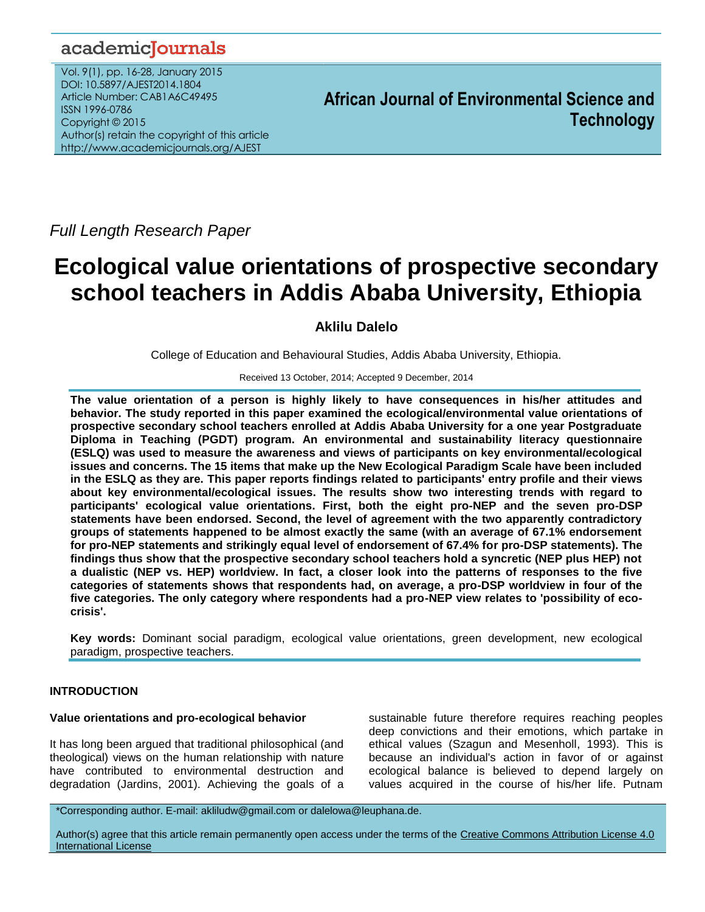*Full Length Research Paper*

# Ecological value orientations of prospective secondary school teachers in Addis Ababa University, Ethiopia

**Aklilu Dalelo**

College of Education and Behavioural Studies, Addis Ababa University, Ethiopia.

Received 13 October, 2014; Accepted 9 December, 2014

**The value orientation of a person is highly likely to have consequences in his/her attitudes and behavior. The study reported in this paper examined the ecological/environmental value orientations of prospective secondary school teachers enrolled at Addis Ababa University for a one year Postgraduate Diploma in Teaching (PGDT) program. An environmental and sustainability literacy questionnaire (ESLQ) was used to measure the awareness and views of participants on key environmental/ecological issues and concerns. The 15 items that make up the New Ecological Paradigm Scale have been included in the ESLQ as they are. This paper reports findings related to participants' entry profile and their views about key environmental/ecological issues. The results show two interesting trends with regard to participants' ecological value orientations. First, both the eight pro-NEP and the seven pro-DSP statements have been endorsed. Second, the level of agreement with the two apparently contradictory groups of statements happened to be almost exactly the same (with an average of 67.1% endorsement for pro-NEP statements and strikingly equal level of endorsement of 67.4% for pro-DSP statements). The findings thus show that the prospective secondary school teachers hold a syncretic (NEP plus HEP) not a dualistic (NEP vs. HEP) worldview. In fact, a closer look into the patterns of responses to the five categories of statements shows that respondents had, on average, a pro-DSP worldview in four of the five categories. The only category where respondents had a pro-NEP view relates to 'possibility of eco-crisis'.**

**Key words:** Dominant social paradigm, ecological value orientations, green development, new ecological paradigm, prospective teachers.

## INTRODUCTION

### Value orientations and pro-ecological behavior

It has long been argued that traditional philosophical (and theological) views on the human relationship with nature have contributed to environmental destruction and degradation (Jardins, 2001). Achieving the goals of a sustainable future therefore requires reaching peoples deep convictions and their emotions, which partake in ethical values (Szagun and Mesenholl, 1993). This is because an individual's action in favor of or against ecological balance is believed to depend largely on values acquired in the course of his/her life. Putnam

\*Corresponding author. E-mail: akliludw@gmail.com or dalelowa@leuphana.de.

Author(s) agree that this article remain permanently open access under the terms of the Creative Commons Attribution License 4.0 International License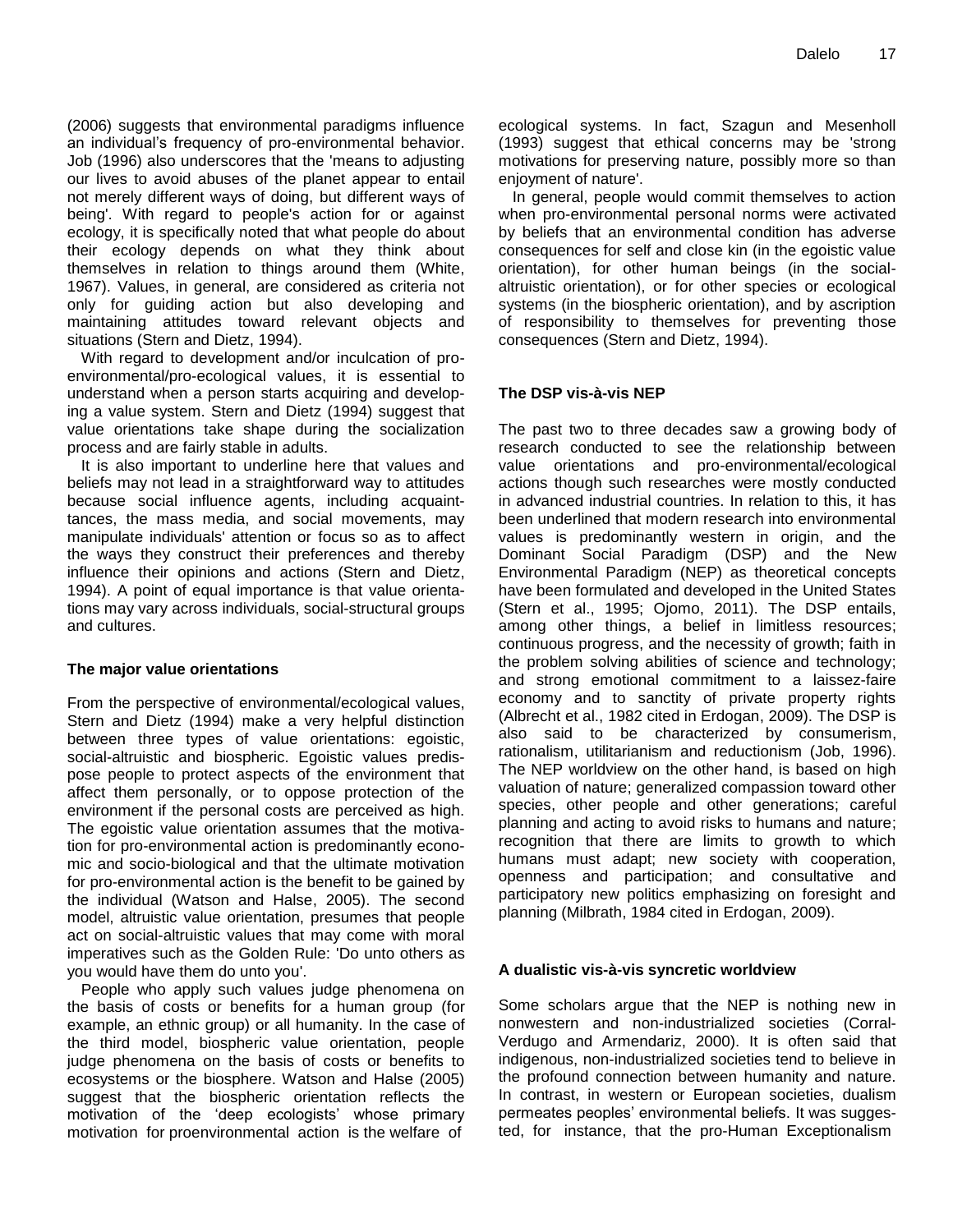(2006) suggests that environmental paradigms influence an individual's frequency of pro-environmental behavior. Job (1996) also underscores that the 'means to adjusting our lives to avoid abuses of the planet appear to entail not merely different ways of doing, but different ways of being'. With regard to people's action for or against ecology, it is specifically noted that what people do about their ecology depends on what they think about themselves in relation to things around them (White, 1967). Values, in general, are considered as criteria not only for guiding action but also developing and maintaining attitudes toward relevant objects and situations (Stern and Dietz, 1994).

With regard to development and/or inculcation of pro-environmental/pro-ecological values, it is essential to understand when a person starts acquiring and developing a value system. Stern and Dietz (1994) suggest that value orientations take shape during the socialization process and are fairly stable in adults.

It is also important to underline here that values and beliefs may not lead in a straightforward way to attitudes because social influence agents, including acquainttances, the mass media, and social movements, may manipulate individuals' attention or focus so as to affect the ways they construct their preferences and thereby influence their opinions and actions (Stern and Dietz, 1994). A point of equal importance is that value orientations may vary across individuals, social-structural groups and cultures.

### The major value orientations

From the perspective of environmental/ecological values, Stern and Dietz (1994) make a very helpful distinction between three types of value orientations: egoistic, social-altruistic and biospheric. Egoistic values predispose people to protect aspects of the environment that affect them personally, or to oppose protection of the environment if the personal costs are perceived as high. The egoistic value orientation assumes that the motivation for pro-environmental action is predominantly economic and socio-biological and that the ultimate motivation for pro-environmental action is the benefit to be gained by the individual (Watson and Halse, 2005). The second model, altruistic value orientation, presumes that people act on social-altruistic values that may come with moral imperatives such as the Golden Rule: 'Do unto others as you would have them do unto you'.

People who apply such values judge phenomena on the basis of costs or benefits for a human group (for example, an ethnic group) or all humanity. In the case of the third model, biospheric value orientation, people judge phenomena on the basis of costs or benefits to ecosystems or the biosphere. Watson and Halse (2005) suggest that the biospheric orientation reflects the motivation of the 'deep ecologists' whose primary motivation for proenvironmental action is the welfare of ecological systems. In fact, Szagun and Mesenholl (1993) suggest that ethical concerns may be 'strong motivations for preserving nature, possibly more so than enjoyment of nature'.

In general, people would commit themselves to action when pro-environmental personal norms were activated by beliefs that an environmental condition has adverse consequences for self and close kin (in the egoistic value orientation), for other human beings (in the social-altruistic orientation), or for other species or ecological systems (in the biospheric orientation), and by ascription of responsibility to themselves for preventing those consequences (Stern and Dietz, 1994).

### The DSP vis-à-vis NEP

The past two to three decades saw a growing body of research conducted to see the relationship between value orientations and pro-environmental/ecological actions though such researches were mostly conducted in advanced industrial countries. In relation to this, it has been underlined that modern research into environmental values is predominantly western in origin, and the Dominant Social Paradigm (DSP) and the New Environmental Paradigm (NEP) as theoretical concepts have been formulated and developed in the United States (Stern et al., 1995; Ojomo, 2011). The DSP entails, among other things, a belief in limitless resources; continuous progress, and the necessity of growth; faith in the problem solving abilities of science and technology; and strong emotional commitment to a laissez-faire economy and to sanctity of private property rights (Albrecht et al., 1982 cited in Erdogan, 2009). The DSP is also said to be characterized by consumerism, rationalism, utilitarianism and reductionism (Job, 1996). The NEP worldview on the other hand, is based on high valuation of nature; generalized compassion toward other species, other people and other generations; careful planning and acting to avoid risks to humans and nature; recognition that there are limits to growth to which humans must adapt; new society with cooperation, openness and participation; and consultative and participatory new politics emphasizing on foresight and planning (Milbrath, 1984 cited in Erdogan, 2009).

### A dualistic vis-à-vis syncretic worldview

Some scholars argue that the NEP is nothing new in nonwestern and non-industrialized societies (Corral-Verdugo and Armendariz, 2000). It is often said that indigenous, non-industrialized societies tend to believe in the profound connection between humanity and nature. In contrast, in western or European societies, dualism permeates peoples' environmental beliefs. It was suggested, for instance, that the pro-Human Exceptionalism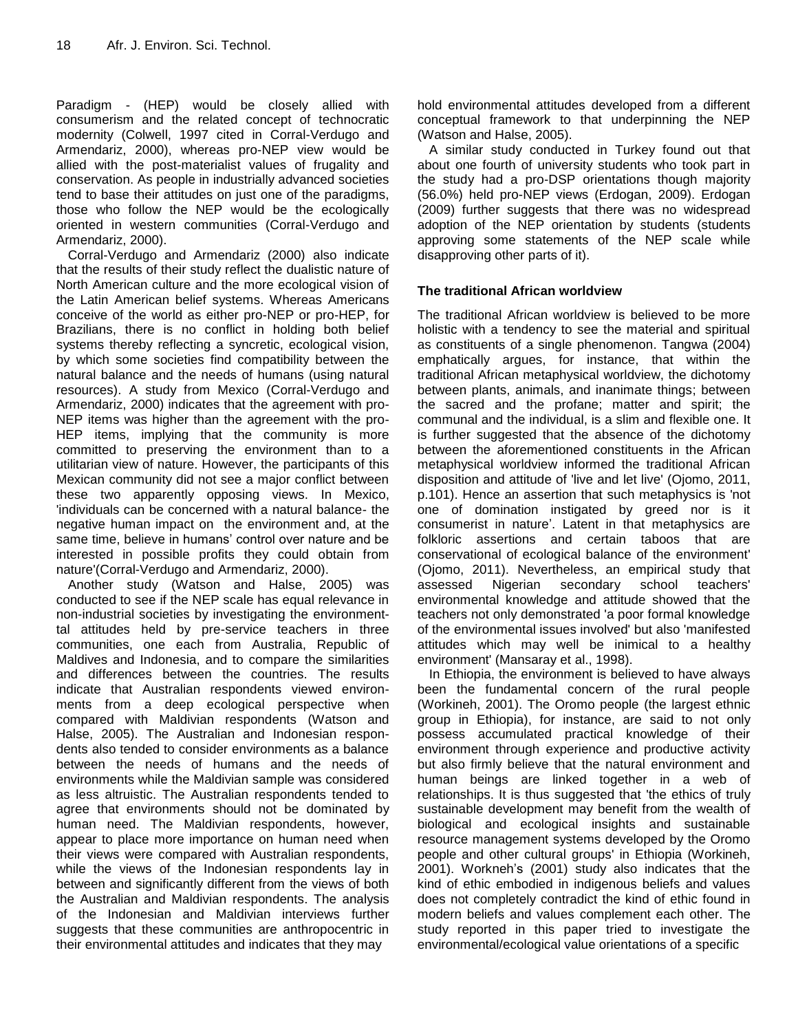Paradigm - (HEP) would be closely allied with consumerism and the related concept of technocratic modernity (Colwell, 1997 cited in Corral-Verdugo and Armendariz, 2000), whereas pro-NEP view would be allied with the post-materialist values of frugality and conservation. As people in industrially advanced societies tend to base their attitudes on just one of the paradigms, those who follow the NEP would be the ecologically oriented in western communities (Corral-Verdugo and Armendariz, 2000).

Corral-Verdugo and Armendariz (2000) also indicate that the results of their study reflect the dualistic nature of North American culture and the more ecological vision of the Latin American belief systems. Whereas Americans conceive of the world as either pro-NEP or pro-HEP, for Brazilians, there is no conflict in holding both belief systems thereby reflecting a syncretic, ecological vision, by which some societies find compatibility between the natural balance and the needs of humans (using natural resources). A study from Mexico (Corral-Verdugo and Armendariz, 2000) indicates that the agreement with pro-NEP items was higher than the agreement with the pro-HEP items, implying that the community is more committed to preserving the environment than to a utilitarian view of nature. However, the participants of this Mexican community did not see a major conflict between these two apparently opposing views. In Mexico, 'individuals can be concerned with a natural balance- the negative human impact on the environment and, at the same time, believe in humans' control over nature and be interested in possible profits they could obtain from nature'(Corral-Verdugo and Armendariz, 2000).

Another study (Watson and Halse, 2005) was conducted to see if the NEP scale has equal relevance in non-industrial societies by investigating the environmental attitudes held by pre-service teachers in three communities, one each from Australia, Republic of Maldives and Indonesia, and to compare the similarities and differences between the countries. The results indicate that Australian respondents viewed environments from a deep ecological perspective when compared with Maldivian respondents (Watson and Halse, 2005). The Australian and Indonesian respondents also tended to consider environments as a balance between the needs of humans and the needs of environments while the Maldivian sample was considered as less altruistic. The Australian respondents tended to agree that environments should not be dominated by human need. The Maldivian respondents, however, appear to place more importance on human need when their views were compared with Australian respondents, while the views of the Indonesian respondents lay in between and significantly different from the views of both the Australian and Maldivian respondents. The analysis of the Indonesian and Maldivian interviews further suggests that these communities are anthropocentric in their environmental attitudes and indicates that they may hold environmental attitudes developed from a different conceptual framework to that underpinning the NEP (Watson and Halse, 2005).

A similar study conducted in Turkey found out that about one fourth of university students who took part in the study had a pro-DSP orientations though majority (56.0%) held pro-NEP views (Erdogan, 2009). Erdogan (2009) further suggests that there was no widespread adoption of the NEP orientation by students (students approving some statements of the NEP scale while disapproving other parts of it).

### The traditional African worldview

The traditional African worldview is believed to be more holistic with a tendency to see the material and spiritual as constituents of a single phenomenon. Tangwa (2004) emphatically argues, for instance, that within the traditional African metaphysical worldview, the dichotomy between plants, animals, and inanimate things; between the sacred and the profane; matter and spirit; the communal and the individual, is a slim and flexible one. It is further suggested that the absence of the dichotomy between the aforementioned constituents in the African metaphysical worldview informed the traditional African disposition and attitude of 'live and let live' (Ojomo, 2011, p.101). Hence an assertion that such metaphysics is 'not one of domination instigated by greed nor is it consumerist in nature'. Latent in that metaphysics are folkloric assertions and certain taboos that are conservational of ecological balance of the environment' (Ojomo, 2011). Nevertheless, an empirical study that assessed Nigerian secondary school teachers' environmental knowledge and attitude showed that the teachers not only demonstrated 'a poor formal knowledge of the environmental issues involved' but also 'manifested attitudes which may well be inimical to a healthy environment' (Mansaray et al., 1998).

In Ethiopia, the environment is believed to have always been the fundamental concern of the rural people (Workineh, 2001). The Oromo people (the largest ethnic group in Ethiopia), for instance, are said to not only possess accumulated practical knowledge of their environment through experience and productive activity but also firmly believe that the natural environment and human beings are linked together in a web of relationships. It is thus suggested that 'the ethics of truly sustainable development may benefit from the wealth of biological and ecological insights and sustainable resource management systems developed by the Oromo people and other cultural groups' in Ethiopia (Workineh, 2001). Workneh's (2001) study also indicates that the kind of ethic embodied in indigenous beliefs and values does not completely contradict the kind of ethic found in modern beliefs and values complement each other. The study reported in this paper tried to investigate the environmental/ecological value orientations of a specific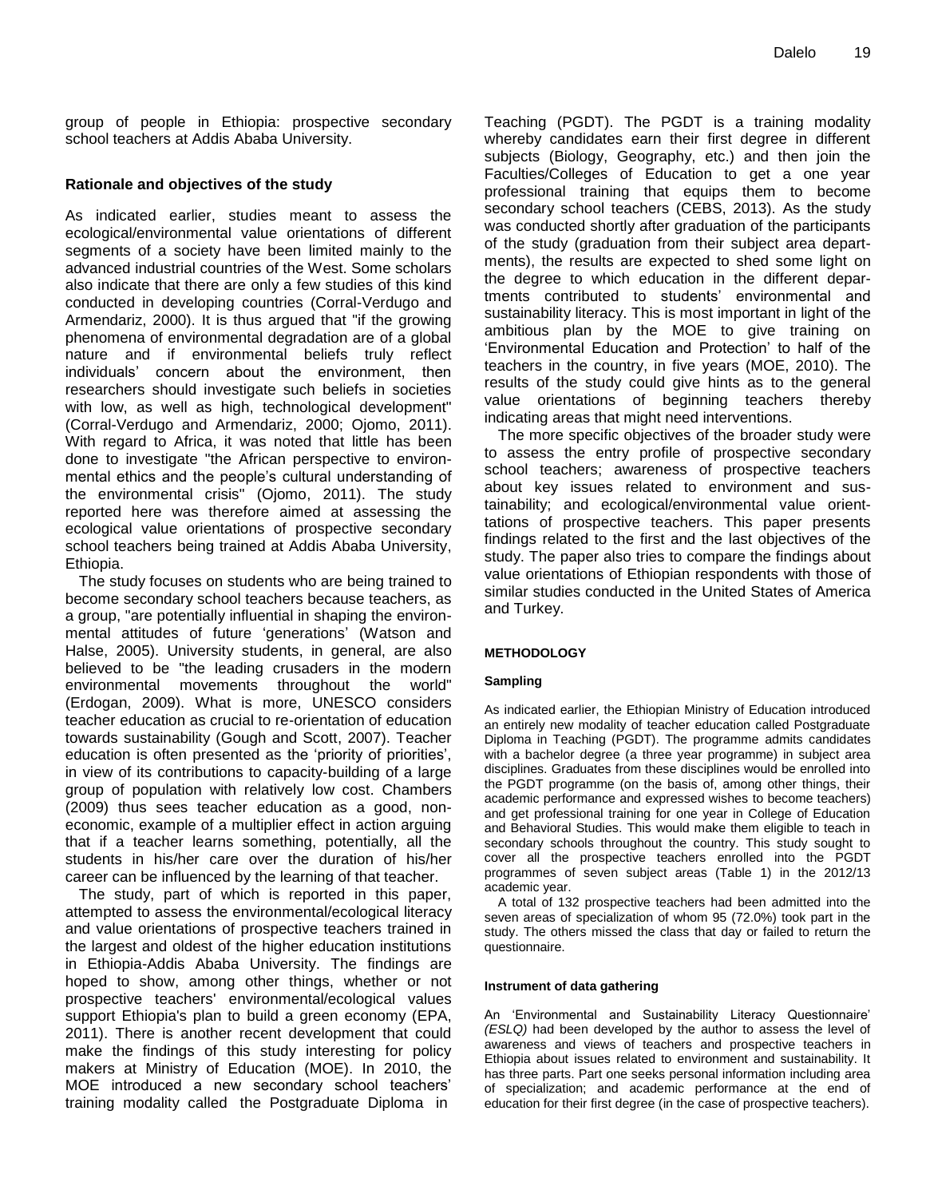group of people in Ethiopia: prospective secondary school teachers at Addis Ababa University.

### Rationale and objectives of the study

As indicated earlier, studies meant to assess the ecological/environmental value orientations of different segments of a society have been limited mainly to the advanced industrial countries of the West. Some scholars also indicate that there are only a few studies of this kind conducted in developing countries (Corral-Verdugo and Armendariz, 2000). It is thus argued that "if the growing phenomena of environmental degradation are of a global nature and if environmental beliefs truly reflect individuals' concern about the environment, then researchers should investigate such beliefs in societies with low, as well as high, technological development" (Corral-Verdugo and Armendariz, 2000; Ojomo, 2011). With regard to Africa, it was noted that little has been done to investigate "the African perspective to environmental ethics and the people's cultural understanding of the environmental crisis" (Ojomo, 2011). The study reported here was therefore aimed at assessing the ecological value orientations of prospective secondary school teachers being trained at Addis Ababa University, Ethiopia.

The study focuses on students who are being trained to become secondary school teachers because teachers, as a group, "are potentially influential in shaping the environmental attitudes of future 'generations' (Watson and Halse, 2005). University students, in general, are also believed to be "the leading crusaders in the modern environmental movements throughout the world" (Erdogan, 2009). What is more, UNESCO considers teacher education as crucial to re-orientation of education towards sustainability (Gough and Scott, 2007). Teacher education is often presented as the 'priority of priorities', in view of its contributions to capacity-building of a large group of population with relatively low cost. Chambers (2009) thus sees teacher education as a good, non-economic, example of a multiplier effect in action arguing that if a teacher learns something, potentially, all the students in his/her care over the duration of his/her career can be influenced by the learning of that teacher.

The study, part of which is reported in this paper, attempted to assess the environmental/ecological literacy and value orientations of prospective teachers trained in the largest and oldest of the higher education institutions in Ethiopia-Addis Ababa University. The findings are hoped to show, among other things, whether or not prospective teachers' environmental/ecological values support Ethiopia's plan to build a green economy (EPA, 2011). There is another recent development that could make the findings of this study interesting for policy makers at Ministry of Education (MOE). In 2010, the MOE introduced a new secondary school teachers' training modality called the Postgraduate Diploma in Teaching (PGDT). The PGDT is a training modality whereby candidates earn their first degree in different subjects (Biology, Geography, etc.) and then join the Faculties/Colleges of Education to get a one year professional training that equips them to become secondary school teachers (CEBS, 2013). As the study was conducted shortly after graduation of the participants of the study (graduation from their subject area departments), the results are expected to shed some light on the degree to which education in the different departments contributed to students' environmental and sustainability literacy. This is most important in light of the ambitious plan by the MOE to give training on 'Environmental Education and Protection' to half of the teachers in the country, in five years (MOE, 2010). The results of the study could give hints as to the general value orientations of beginning teachers thereby indicating areas that might need interventions.

The more specific objectives of the broader study were to assess the entry profile of prospective secondary school teachers; awareness of prospective teachers about key issues related to environment and sustainability; and ecological/environmental value orienttations of prospective teachers. This paper presents findings related to the first and the last objectives of the study. The paper also tries to compare the findings about value orientations of Ethiopian respondents with those of similar studies conducted in the United States of America and Turkey.

## METHODOLOGY

### Sampling

As indicated earlier, the Ethiopian Ministry of Education introduced an entirely new modality of teacher education called Postgraduate Diploma in Teaching (PGDT). The programme admits candidates with a bachelor degree (a three year programme) in subject area disciplines. Graduates from these disciplines would be enrolled into the PGDT programme (on the basis of, among other things, their academic performance and expressed wishes to become teachers) and get professional training for one year in College of Education and Behavioral Studies. This would make them eligible to teach in secondary schools throughout the country. This study sought to cover all the prospective teachers enrolled into the PGDT programmes of seven subject areas (Table 1) in the 2012/13 academic year.

A total of 132 prospective teachers had been admitted into the seven areas of specialization of whom 95 (72.0%) took part in the study. The others missed the class that day or failed to return the questionnaire.

### Instrument of data gathering

An 'Environmental and Sustainability Literacy Questionnaire' *(ESLQ)* had been developed by the author to assess the level of awareness and views of teachers and prospective teachers in Ethiopia about issues related to environment and sustainability. It has three parts. Part one seeks personal information including area of specialization; and academic performance at the end of education for their first degree (in the case of prospective teachers).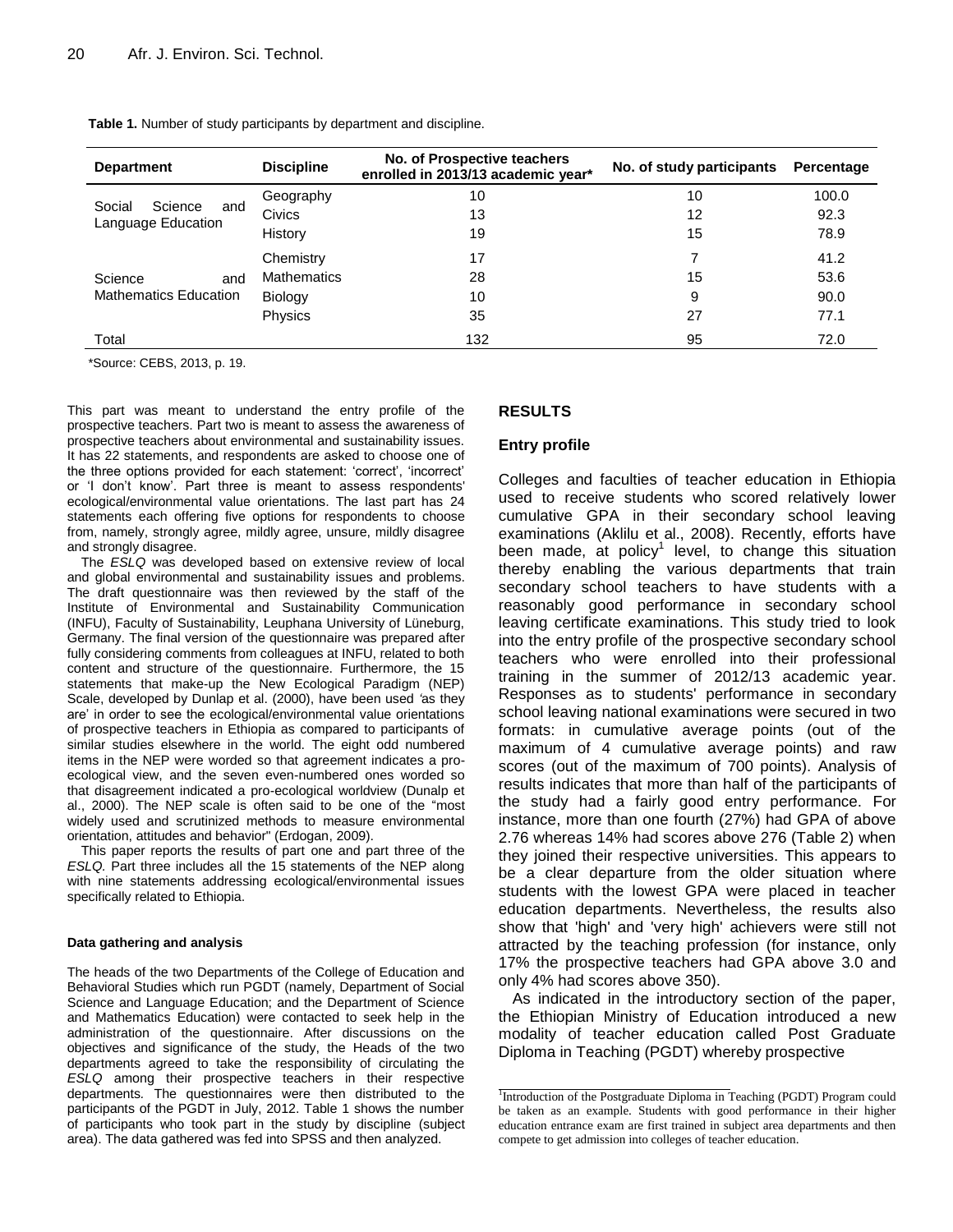**Table 1.** Number of study participants by department and discipline.

| Department | Discipline | No. of Prospective teachers enrolled in 2013/13 academic year* | No. of study participants | Percentage |
|---|---|---|---|---|
| Social Science and Language Education | Geography | 10 | 10 | 100.0 |
| | Civics | 13 | 12 | 92.3 |
| | History | 19 | 15 | 78.9 |
| Science and Mathematics Education | Chemistry | 17 | 7 | 41.2 |
| | Mathematics | 28 | 15 | 53.6 |
| | Biology | 10 | 9 | 90.0 |
| | Physics | 35 | 27 | 77.1 |
| Total | | 132 | 95 | 72.0 |

*Source: CEBS, 2013, p. 19.

This part was meant to understand the entry profile of the prospective teachers. Part two is meant to assess the awareness of prospective teachers about environmental and sustainability issues. It has 22 statements, and respondents are asked to choose one of the three options provided for each statement: 'correct', 'incorrect' or 'I don't know'. Part three is meant to assess respondents' ecological/environmental value orientations. The last part has 24 statements each offering five options for respondents to choose from, namely, strongly agree, mildly agree, unsure, mildly disagree and strongly disagree.

The *ESLQ* was developed based on extensive review of local and global environmental and sustainability issues and problems. The draft questionnaire was then reviewed by the staff of the Institute of Environmental and Sustainability Communication (INFU), Faculty of Sustainability, Leuphana University of Lüneburg, Germany. The final version of the questionnaire was prepared after fully considering comments from colleagues at INFU, related to both content and structure of the questionnaire. Furthermore, the 15 statements that make-up the New Ecological Paradigm (NEP) Scale, developed by Dunlap et al. (2000), have been used 'as they are' in order to see the ecological/environmental value orientations of prospective teachers in Ethiopia as compared to participants of similar studies elsewhere in the world. The eight odd numbered items in the NEP were worded so that agreement indicates a pro-ecological view, and the seven even-numbered ones worded so that disagreement indicated a pro-ecological worldview (Dunalp et al., 2000). The NEP scale is often said to be one of the "most widely used and scrutinized methods to measure environmental orientation, attitudes and behavior" (Erdogan, 2009).

This paper reports the results of part one and part three of the *ESLQ.* Part three includes all the 15 statements of the NEP along with nine statements addressing ecological/environmental issues specifically related to Ethiopia.

#### Data gathering and analysis

The heads of the two Departments of the College of Education and Behavioral Studies which run PGDT (namely, Department of Social Science and Language Education; and the Department of Science and Mathematics Education) were contacted to seek help in the administration of the questionnaire. After discussions on the objectives and significance of the study, the Heads of the two departments agreed to take the responsibility of circulating the *ESLQ* among their prospective teachers in their respective departments*.* The questionnaires were then distributed to the participants of the PGDT in July, 2012. Table 1 shows the number of participants who took part in the study by discipline (subject area). The data gathered was fed into SPSS and then analyzed.

## RESULTS

### Entry profile

Colleges and faculties of teacher education in Ethiopia used to receive students who scored relatively lower cumulative GPA in their secondary school leaving examinations (Aklilu et al., 2008). Recently, efforts have been made, at policy[1] level, to change this situation thereby enabling the various departments that train secondary school teachers to have students with a reasonably good performance in secondary school leaving certificate examinations. This study tried to look into the entry profile of the prospective secondary school teachers who were enrolled into their professional training in the summer of 2012/13 academic year. Responses as to students' performance in secondary school leaving national examinations were secured in two formats: in cumulative average points (out of the maximum of 4 cumulative average points) and raw scores (out of the maximum of 700 points). Analysis of results indicates that more than half of the participants of the study had a fairly good entry performance. For instance, more than one fourth (27%) had GPA of above 2.76 whereas 14% had scores above 276 (Table 2) when they joined their respective universities. This appears to be a clear departure from the older situation where students with the lowest GPA were placed in teacher education departments. Nevertheless, the results also show that 'high' and 'very high' achievers were still not attracted by the teaching profession (for instance, only 17% the prospective teachers had GPA above 3.0 and only 4% had scores above 350).

As indicated in the introductory section of the paper, the Ethiopian Ministry of Education introduced a new modality of teacher education called Post Graduate Diploma in Teaching (PGDT) whereby prospective

[1]Introduction of the Postgraduate Diploma in Teaching (PGDT) Program could be taken as an example. Students with good performance in their higher education entrance exam are first trained in subject area departments and then compete to get admission into colleges of teacher education.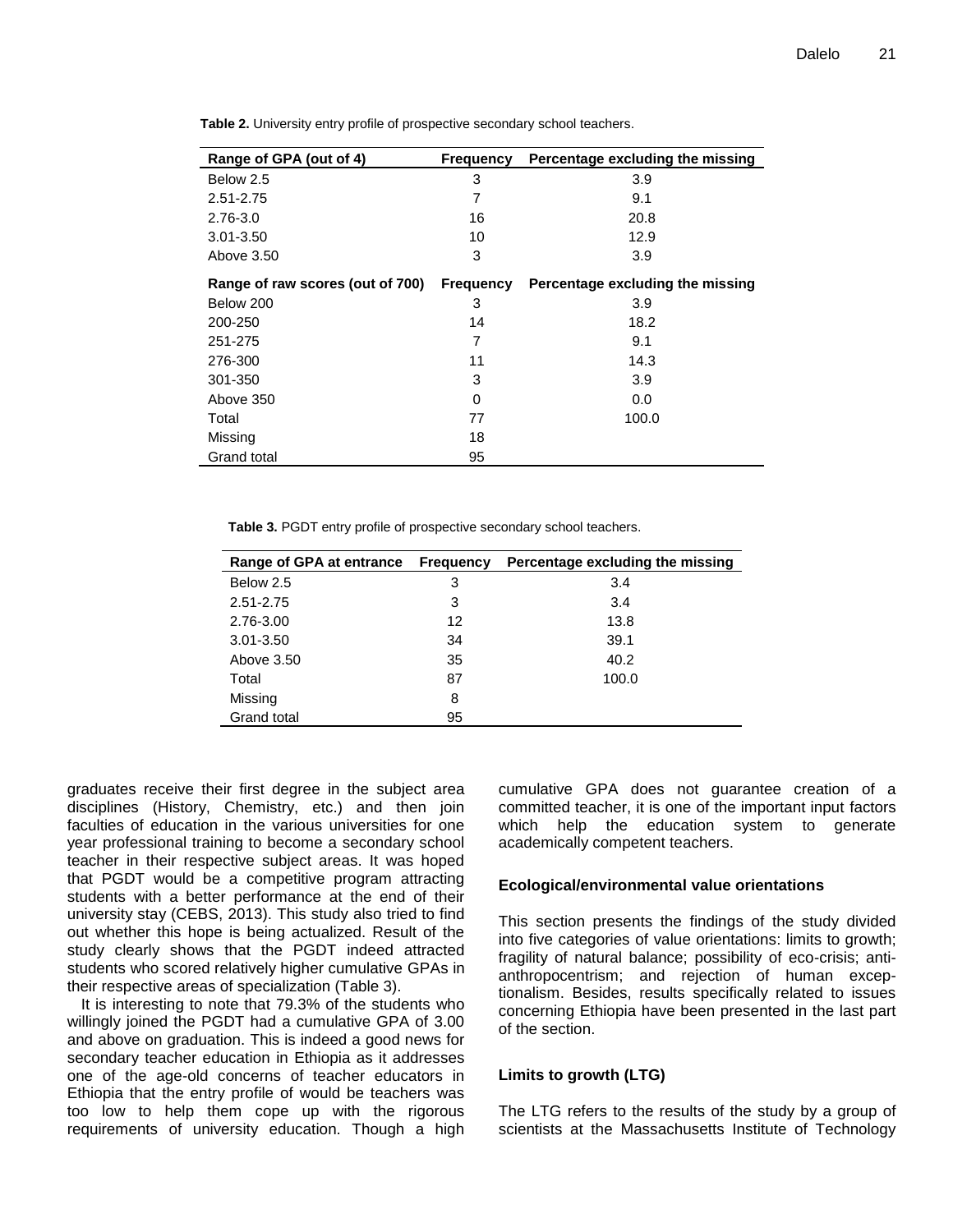**Table 2.** University entry profile of prospective secondary school teachers.

| Range of GPA (out of 4) | Frequency | Percentage excluding the missing |
|---|---|---|
| Below 2.5 | 3 | 3.9 |
| 2.51-2.75 | 7 | 9.1 |
| 2.76-3.0 | 16 | 20.8 |
| 3.01-3.50 | 10 | 12.9 |
| Above 3.50 | 3 | 3.9 |
| **Range of raw scores (out of 700)** | **Frequency** | **Percentage excluding the missing** |
| Below 200 | 3 | 3.9 |
| 200-250 | 14 | 18.2 |
| 251-275 | 7 | 9.1 |
| 276-300 | 11 | 14.3 |
| 301-350 | 3 | 3.9 |
| Above 350 | 0 | 0.0 |
| Total | 77 | 100.0 |
| Missing | 18 | |
| Grand total | 95 | |

**Table 3.** PGDT entry profile of prospective secondary school teachers.

| Range of GPA at entrance | Frequency | Percentage excluding the missing |
|---|---|---|
| Below 2.5 | 3 | 3.4 |
| 2.51-2.75 | 3 | 3.4 |
| 2.76-3.00 | 12 | 13.8 |
| 3.01-3.50 | 34 | 39.1 |
| Above 3.50 | 35 | 40.2 |
| Total | 87 | 100.0 |
| Missing | 8 | |
| Grand total | 95 | |

graduates receive their first degree in the subject area disciplines (History, Chemistry, etc.) and then join faculties of education in the various universities for one year professional training to become a secondary school teacher in their respective subject areas. It was hoped that PGDT would be a competitive program attracting students with a better performance at the end of their university stay (CEBS, 2013). This study also tried to find out whether this hope is being actualized. Result of the study clearly shows that the PGDT indeed attracted students who scored relatively higher cumulative GPAs in their respective areas of specialization (Table 3).

It is interesting to note that 79.3% of the students who willingly joined the PGDT had a cumulative GPA of 3.00 and above on graduation. This is indeed a good news for secondary teacher education in Ethiopia as it addresses one of the age-old concerns of teacher educators in Ethiopia that the entry profile of would be teachers was too low to help them cope up with the rigorous requirements of university education. Though a high cumulative GPA does not guarantee creation of a committed teacher, it is one of the important input factors which help the education system to generate academically competent teachers.

## Ecological/environmental value orientations

This section presents the findings of the study divided into five categories of value orientations: limits to growth; fragility of natural balance; possibility of eco-crisis; anti-anthropocentrism; and rejection of human exceptionalism. Besides, results specifically related to issues concerning Ethiopia have been presented in the last part of the section.

### Limits to growth (LTG)

The LTG refers to the results of the study by a group of scientists at the Massachusetts Institute of Technology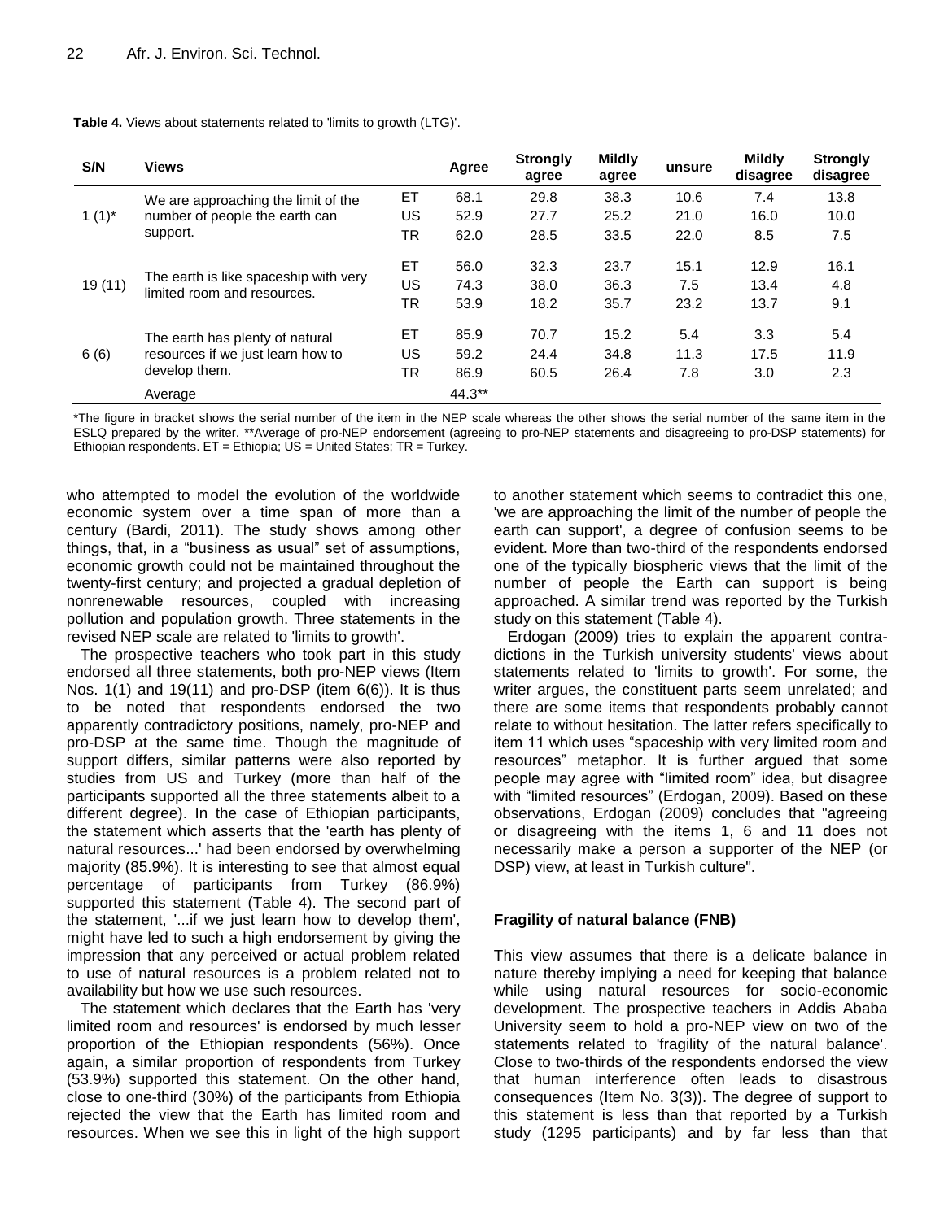**Table 4.** Views about statements related to 'limits to growth (LTG)'.

| S/N | Views | | Agree | Strongly agree | Mildly agree | unsure | Mildly disagree | Strongly disagree |
|---|---|---|---|---|---|---|---|---|
| 1 (1)* | We are approaching the limit of the number of people the earth can support. | ET | 68.1 | 29.8 | 38.3 | 10.6 | 7.4 | 13.8 |
| | | US | 52.9 | 27.7 | 25.2 | 21.0 | 16.0 | 10.0 |
| | | TR | 62.0 | 28.5 | 33.5 | 22.0 | 8.5 | 7.5 |
| 19 (11) | The earth is like spaceship with very limited room and resources. | ET | 56.0 | 32.3 | 23.7 | 15.1 | 12.9 | 16.1 |
| | | US | 74.3 | 38.0 | 36.3 | 7.5 | 13.4 | 4.8 |
| | | TR | 53.9 | 18.2 | 35.7 | 23.2 | 13.7 | 9.1 |
| 6 (6) | The earth has plenty of natural resources if we just learn how to develop them. | ET | 85.9 | 70.7 | 15.2 | 5.4 | 3.3 | 5.4 |
| | | US | 59.2 | 24.4 | 34.8 | 11.3 | 17.5 | 11.9 |
| | | TR | 86.9 | 60.5 | 26.4 | 7.8 | 3.0 | 2.3 |
| | Average | | 44.3** | | | | | |

*The figure in bracket shows the serial number of the item in the NEP scale whereas the other shows the serial number of the same item in the ESLQ prepared by the writer. **Average of pro-NEP endorsement (agreeing to pro-NEP statements and disagreeing to pro-DSP statements) for Ethiopian respondents. ET = Ethiopia; US = United States; TR = Turkey.

who attempted to model the evolution of the worldwide economic system over a time span of more than a century (Bardi, 2011). The study shows among other things, that, in a "business as usual" set of assumptions, economic growth could not be maintained throughout the twenty-first century; and projected a gradual depletion of nonrenewable resources, coupled with increasing pollution and population growth. Three statements in the revised NEP scale are related to 'limits to growth'.

The prospective teachers who took part in this study endorsed all three statements, both pro-NEP views (Item Nos. 1(1) and 19(11) and pro-DSP (item 6(6)). It is thus to be noted that respondents endorsed the two apparently contradictory positions, namely, pro-NEP and pro-DSP at the same time. Though the magnitude of support differs, similar patterns were also reported by studies from US and Turkey (more than half of the participants supported all the three statements albeit to a different degree). In the case of Ethiopian participants, the statement which asserts that the 'earth has plenty of natural resources...' had been endorsed by overwhelming majority (85.9%). It is interesting to see that almost equal percentage of participants from Turkey (86.9%) supported this statement (Table 4). The second part of the statement, '...if we just learn how to develop them', might have led to such a high endorsement by giving the impression that any perceived or actual problem related to use of natural resources is a problem related not to availability but how we use such resources.

The statement which declares that the Earth has 'very limited room and resources' is endorsed by much lesser proportion of the Ethiopian respondents (56%). Once again, a similar proportion of respondents from Turkey (53.9%) supported this statement. On the other hand, close to one-third (30%) of the participants from Ethiopia rejected the view that the Earth has limited room and resources. When we see this in light of the high support to another statement which seems to contradict this one, 'we are approaching the limit of the number of people the earth can support', a degree of confusion seems to be evident. More than two-third of the respondents endorsed one of the typically biospheric views that the limit of the number of people the Earth can support is being approached. A similar trend was reported by the Turkish study on this statement (Table 4).

Erdogan (2009) tries to explain the apparent contradictions in the Turkish university students' views about statements related to 'limits to growth'. For some, the writer argues, the constituent parts seem unrelated; and there are some items that respondents probably cannot relate to without hesitation. The latter refers specifically to item 11 which uses "spaceship with very limited room and resources" metaphor. It is further argued that some people may agree with "limited room" idea, but disagree with "limited resources" (Erdogan, 2009). Based on these observations, Erdogan (2009) concludes that "agreeing or disagreeing with the items 1, 6 and 11 does not necessarily make a person a supporter of the NEP (or DSP) view, at least in Turkish culture".

### Fragility of natural balance (FNB)

This view assumes that there is a delicate balance in nature thereby implying a need for keeping that balance while using natural resources for socio-economic development. The prospective teachers in Addis Ababa University seem to hold a pro-NEP view on two of the statements related to 'fragility of the natural balance'. Close to two-thirds of the respondents endorsed the view that human interference often leads to disastrous consequences (Item No. 3(3)). The degree of support to this statement is less than that reported by a Turkish study (1295 participants) and by far less than that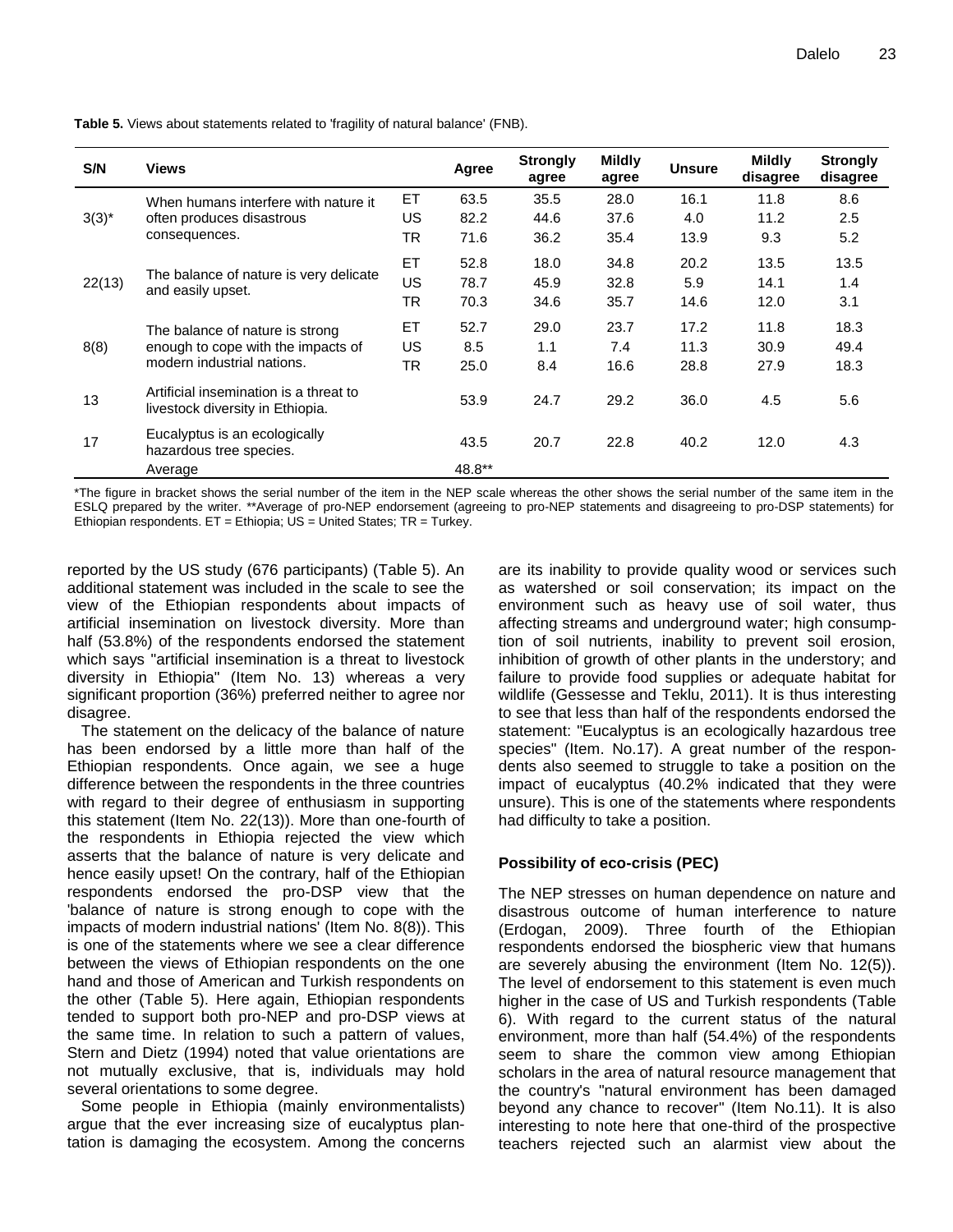**Table 5.** Views about statements related to 'fragility of natural balance' (FNB).

| S/N | Views | | Agree | Strongly agree | Mildly agree | Unsure | Mildly disagree | Strongly disagree |
|---|---|---|---|---|---|---|---|---|
| 3(3)* | When humans interfere with nature it often produces disastrous consequences. | ET | 63.5 | 35.5 | 28.0 | 16.1 | 11.8 | 8.6 |
| | | US | 82.2 | 44.6 | 37.6 | 4.0 | 11.2 | 2.5 |
| | | TR | 71.6 | 36.2 | 35.4 | 13.9 | 9.3 | 5.2 |
| 22(13) | The balance of nature is very delicate and easily upset. | ET | 52.8 | 18.0 | 34.8 | 20.2 | 13.5 | 13.5 |
| | | US | 78.7 | 45.9 | 32.8 | 5.9 | 14.1 | 1.4 |
| | | TR | 70.3 | 34.6 | 35.7 | 14.6 | 12.0 | 3.1 |
| 8(8) | The balance of nature is strong enough to cope with the impacts of modern industrial nations. | ET | 52.7 | 29.0 | 23.7 | 17.2 | 11.8 | 18.3 |
| | | US | 8.5 | 1.1 | 7.4 | 11.3 | 30.9 | 49.4 |
| | | TR | 25.0 | 8.4 | 16.6 | 28.8 | 27.9 | 18.3 |
| 13 | Artificial insemination is a threat to livestock diversity in Ethiopia. | | 53.9 | 24.7 | 29.2 | 36.0 | 4.5 | 5.6 |
| 17 | Eucalyptus is an ecologically hazardous tree species. | | 43.5 | 20.7 | 22.8 | 40.2 | 12.0 | 4.3 |
| | Average | | 48.8** | | | | | |

*The figure in bracket shows the serial number of the item in the NEP scale whereas the other shows the serial number of the same item in the ESLQ prepared by the writer. **Average of pro-NEP endorsement (agreeing to pro-NEP statements and disagreeing to pro-DSP statements) for Ethiopian respondents. ET = Ethiopia; US = United States; TR = Turkey.

reported by the US study (676 participants) (Table 5). An additional statement was included in the scale to see the view of the Ethiopian respondents about impacts of artificial insemination on livestock diversity. More than half (53.8%) of the respondents endorsed the statement which says "artificial insemination is a threat to livestock diversity in Ethiopia" (Item No. 13) whereas a very significant proportion (36%) preferred neither to agree nor disagree.

The statement on the delicacy of the balance of nature has been endorsed by a little more than half of the Ethiopian respondents. Once again, we see a huge difference between the respondents in the three countries with regard to their degree of enthusiasm in supporting this statement (Item No. 22(13)). More than one-fourth of the respondents in Ethiopia rejected the view which asserts that the balance of nature is very delicate and hence easily upset! On the contrary, half of the Ethiopian respondents endorsed the pro-DSP view that the 'balance of nature is strong enough to cope with the impacts of modern industrial nations' (Item No. 8(8)). This is one of the statements where we see a clear difference between the views of Ethiopian respondents on the one hand and those of American and Turkish respondents on the other (Table 5). Here again, Ethiopian respondents tended to support both pro-NEP and pro-DSP views at the same time. In relation to such a pattern of values, Stern and Dietz (1994) noted that value orientations are not mutually exclusive, that is, individuals may hold several orientations to some degree.

Some people in Ethiopia (mainly environmentalists) argue that the ever increasing size of eucalyptus plantation is damaging the ecosystem. Among the concerns are its inability to provide quality wood or services such as watershed or soil conservation; its impact on the environment such as heavy use of soil water, thus affecting streams and underground water; high consumption of soil nutrients, inability to prevent soil erosion, inhibition of growth of other plants in the understory; and failure to provide food supplies or adequate habitat for wildlife (Gessesse and Teklu, 2011). It is thus interesting to see that less than half of the respondents endorsed the statement: "Eucalyptus is an ecologically hazardous tree species" (Item. No.17). A great number of the respondents also seemed to struggle to take a position on the impact of eucalyptus (40.2% indicated that they were unsure). This is one of the statements where respondents had difficulty to take a position.

**Possibility of eco-crisis (PEC)**

The NEP stresses on human dependence on nature and disastrous outcome of human interference to nature (Erdogan, 2009). Three fourth of the Ethiopian respondents endorsed the biospheric view that humans are severely abusing the environment (Item No. 12(5)). The level of endorsement to this statement is even much higher in the case of US and Turkish respondents (Table 6). With regard to the current status of the natural environment, more than half (54.4%) of the respondents seem to share the common view among Ethiopian scholars in the area of natural resource management that the country's "natural environment has been damaged beyond any chance to recover" (Item No.11). It is also interesting to note here that one-third of the prospective teachers rejected such an alarmist view about the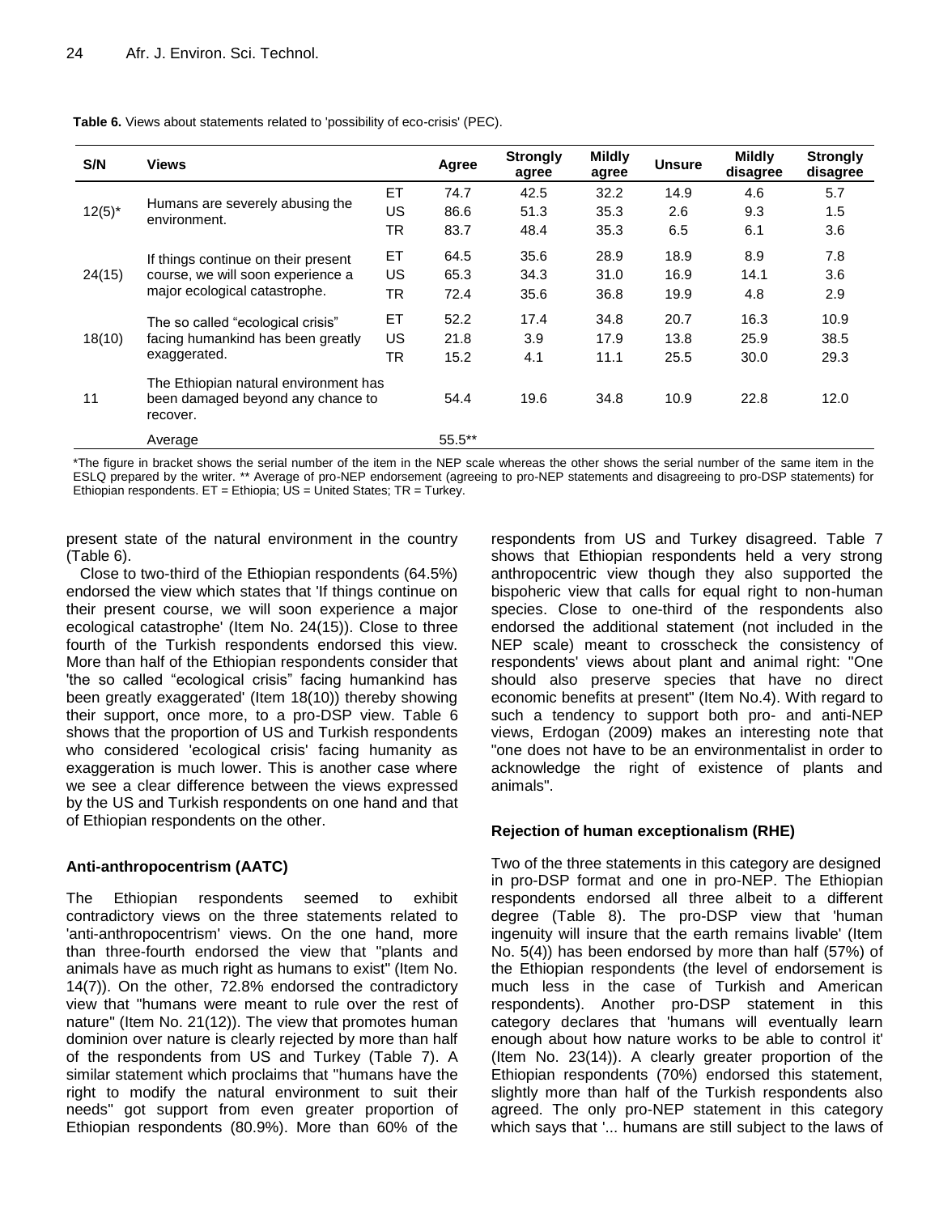**Table 6.** Views about statements related to 'possibility of eco-crisis' (PEC).

| S/N | Views | | Agree | Strongly agree | Mildly agree | Unsure | Mildly disagree | Strongly disagree |
|---|---|---|---|---|---|---|---|---|
| 12(5)* | Humans are severely abusing the environment. | ET | 74.7 | 42.5 | 32.2 | 14.9 | 4.6 | 5.7 |
| | | US | 86.6 | 51.3 | 35.3 | 2.6 | 9.3 | 1.5 |
| | | TR | 83.7 | 48.4 | 35.3 | 6.5 | 6.1 | 3.6 |
| 24(15) | If things continue on their present course, we will soon experience a major ecological catastrophe. | ET | 64.5 | 35.6 | 28.9 | 18.9 | 8.9 | 7.8 |
| | | US | 65.3 | 34.3 | 31.0 | 16.9 | 14.1 | 3.6 |
| | | TR | 72.4 | 35.6 | 36.8 | 19.9 | 4.8 | 2.9 |
| 18(10) | The so called "ecological crisis" facing humankind has been greatly exaggerated. | ET | 52.2 | 17.4 | 34.8 | 20.7 | 16.3 | 10.9 |
| | | US | 21.8 | 3.9 | 17.9 | 13.8 | 25.9 | 38.5 |
| | | TR | 15.2 | 4.1 | 11.1 | 25.5 | 30.0 | 29.3 |
| 11 | The Ethiopian natural environment has been damaged beyond any chance to recover. | | 54.4 | 19.6 | 34.8 | 10.9 | 22.8 | 12.0 |
| | Average | | 55.5** | | | | | |

*The figure in bracket shows the serial number of the item in the NEP scale whereas the other shows the serial number of the same item in the ESLQ prepared by the writer. ** Average of pro-NEP endorsement (agreeing to pro-NEP statements and disagreeing to pro-DSP statements) for Ethiopian respondents. ET = Ethiopia; US = United States; TR = Turkey.

present state of the natural environment in the country (Table 6).

Close to two-third of the Ethiopian respondents (64.5%) endorsed the view which states that 'If things continue on their present course, we will soon experience a major ecological catastrophe' (Item No. 24(15)). Close to three fourth of the Turkish respondents endorsed this view. More than half of the Ethiopian respondents consider that 'the so called "ecological crisis" facing humankind has been greatly exaggerated' (Item 18(10)) thereby showing their support, once more, to a pro-DSP view. Table 6 shows that the proportion of US and Turkish respondents who considered 'ecological crisis' facing humanity as exaggeration is much lower. This is another case where we see a clear difference between the views expressed by the US and Turkish respondents on one hand and that of Ethiopian respondents on the other.

### Anti-anthropocentrism (AATC)

The Ethiopian respondents seemed to exhibit contradictory views on the three statements related to 'anti-anthropocentrism' views. On the one hand, more than three-fourth endorsed the view that "plants and animals have as much right as humans to exist" (Item No. 14(7)). On the other, 72.8% endorsed the contradictory view that "humans were meant to rule over the rest of nature" (Item No. 21(12)). The view that promotes human dominion over nature is clearly rejected by more than half of the respondents from US and Turkey (Table 7). A similar statement which proclaims that "humans have the right to modify the natural environment to suit their needs" got support from even greater proportion of Ethiopian respondents (80.9%). More than 60% of the respondents from US and Turkey disagreed. Table 7 shows that Ethiopian respondents held a very strong anthropocentric view though they also supported the bispoheric view that calls for equal right to non-human species. Close to one-third of the respondents also endorsed the additional statement (not included in the NEP scale) meant to crosscheck the consistency of respondents' views about plant and animal right: "One should also preserve species that have no direct economic benefits at present" (Item No.4). With regard to such a tendency to support both pro- and anti-NEP views, Erdogan (2009) makes an interesting note that "one does not have to be an environmentalist in order to acknowledge the right of existence of plants and animals".

### Rejection of human exceptionalism (RHE)

Two of the three statements in this category are designed in pro-DSP format and one in pro-NEP. The Ethiopian respondents endorsed all three albeit to a different degree (Table 8). The pro-DSP view that 'human ingenuity will insure that the earth remains livable' (Item No. 5(4)) has been endorsed by more than half (57%) of the Ethiopian respondents (the level of endorsement is much less in the case of Turkish and American respondents). Another pro-DSP statement in this category declares that 'humans will eventually learn enough about how nature works to be able to control it' (Item No. 23(14)). A clearly greater proportion of the Ethiopian respondents (70%) endorsed this statement, slightly more than half of the Turkish respondents also agreed. The only pro-NEP statement in this category which says that '... humans are still subject to the laws of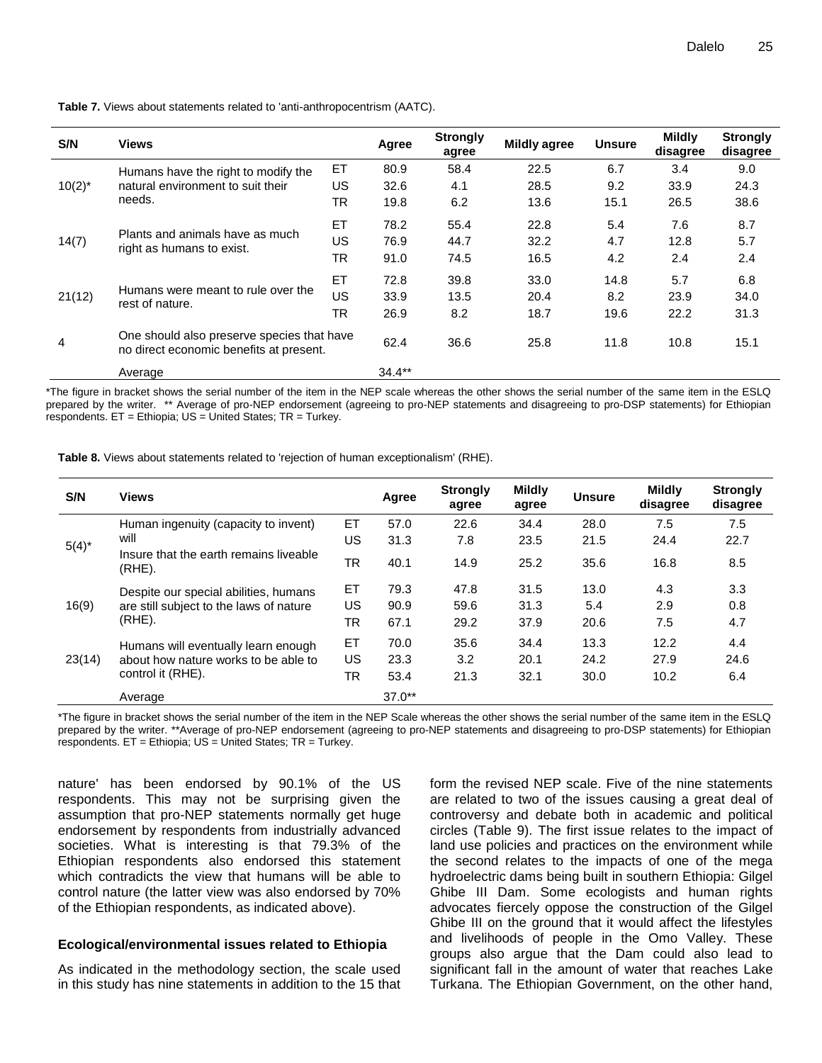**Table 7.** Views about statements related to 'anti-anthropocentrism (AATC).

| S/N | Views | | Agree | Strongly agree | Mildly agree | Unsure | Mildly disagree | Strongly disagree |
|---|---|---|---|---|---|---|---|---|
| 10(2)* | Humans have the right to modify the natural environment to suit their needs. | ET | 80.9 | 58.4 | 22.5 | 6.7 | 3.4 | 9.0 |
| | | US | 32.6 | 4.1 | 28.5 | 9.2 | 33.9 | 24.3 |
| | | TR | 19.8 | 6.2 | 13.6 | 15.1 | 26.5 | 38.6 |
| 14(7) | Plants and animals have as much right as humans to exist. | ET | 78.2 | 55.4 | 22.8 | 5.4 | 7.6 | 8.7 |
| | | US | 76.9 | 44.7 | 32.2 | 4.7 | 12.8 | 5.7 |
| | | TR | 91.0 | 74.5 | 16.5 | 4.2 | 2.4 | 2.4 |
| 21(12) | Humans were meant to rule over the rest of nature. | ET | 72.8 | 39.8 | 33.0 | 14.8 | 5.7 | 6.8 |
| | | US | 33.9 | 13.5 | 20.4 | 8.2 | 23.9 | 34.0 |
| | | TR | 26.9 | 8.2 | 18.7 | 19.6 | 22.2 | 31.3 |
| 4 | One should also preserve species that have no direct economic benefits at present. | | 62.4 | 36.6 | 25.8 | 11.8 | 10.8 | 15.1 |
| | Average | | 34.4** | | | | | |

*The figure in bracket shows the serial number of the item in the NEP scale whereas the other shows the serial number of the same item in the ESLQ prepared by the writer. ** Average of pro-NEP endorsement (agreeing to pro-NEP statements and disagreeing to pro-DSP statements) for Ethiopian respondents. ET = Ethiopia; US = United States; TR = Turkey.

**Table 8.** Views about statements related to 'rejection of human exceptionalism' (RHE).

| S/N | Views | | Agree | Strongly agree | Mildly agree | Unsure | Mildly disagree | Strongly disagree |
|---|---|---|---|---|---|---|---|---|
| 5(4)* | Human ingenuity (capacity to invent) will Insure that the earth remains liveable (RHE). | ET | 57.0 | 22.6 | 34.4 | 28.0 | 7.5 | 7.5 |
| | | US | 31.3 | 7.8 | 23.5 | 21.5 | 24.4 | 22.7 |
| | | TR | 40.1 | 14.9 | 25.2 | 35.6 | 16.8 | 8.5 |
| 16(9) | Despite our special abilities, humans are still subject to the laws of nature (RHE). | ET | 79.3 | 47.8 | 31.5 | 13.0 | 4.3 | 3.3 |
| | | US | 90.9 | 59.6 | 31.3 | 5.4 | 2.9 | 0.8 |
| | | TR | 67.1 | 29.2 | 37.9 | 20.6 | 7.5 | 4.7 |
| 23(14) | Humans will eventually learn enough about how nature works to be able to control it (RHE). | ET | 70.0 | 35.6 | 34.4 | 13.3 | 12.2 | 4.4 |
| | | US | 23.3 | 3.2 | 20.1 | 24.2 | 27.9 | 24.6 |
| | | TR | 53.4 | 21.3 | 32.1 | 30.0 | 10.2 | 6.4 |
| | Average | | 37.0** | | | | | |

*The figure in bracket shows the serial number of the item in the NEP Scale whereas the other shows the serial number of the same item in the ESLQ prepared by the writer. **Average of pro-NEP endorsement (agreeing to pro-NEP statements and disagreeing to pro-DSP statements) for Ethiopian respondents. ET = Ethiopia; US = United States; TR = Turkey.

nature' has been endorsed by 90.1% of the US respondents. This may not be surprising given the assumption that pro-NEP statements normally get huge endorsement by respondents from industrially advanced societies. What is interesting is that 79.3% of the Ethiopian respondents also endorsed this statement which contradicts the view that humans will be able to control nature (the latter view was also endorsed by 70% of the Ethiopian respondents, as indicated above).

### Ecological/environmental issues related to Ethiopia

As indicated in the methodology section, the scale used in this study has nine statements in addition to the 15 that form the revised NEP scale. Five of the nine statements are related to two of the issues causing a great deal of controversy and debate both in academic and political circles (Table 9). The first issue relates to the impact of land use policies and practices on the environment while the second relates to the impacts of one of the mega hydroelectric dams being built in southern Ethiopia: Gilgel Ghibe III Dam. Some ecologists and human rights advocates fiercely oppose the construction of the Gilgel Ghibe III on the ground that it would affect the lifestyles and livelihoods of people in the Omo Valley. These groups also argue that the Dam could also lead to significant fall in the amount of water that reaches Lake Turkana. The Ethiopian Government, on the other hand,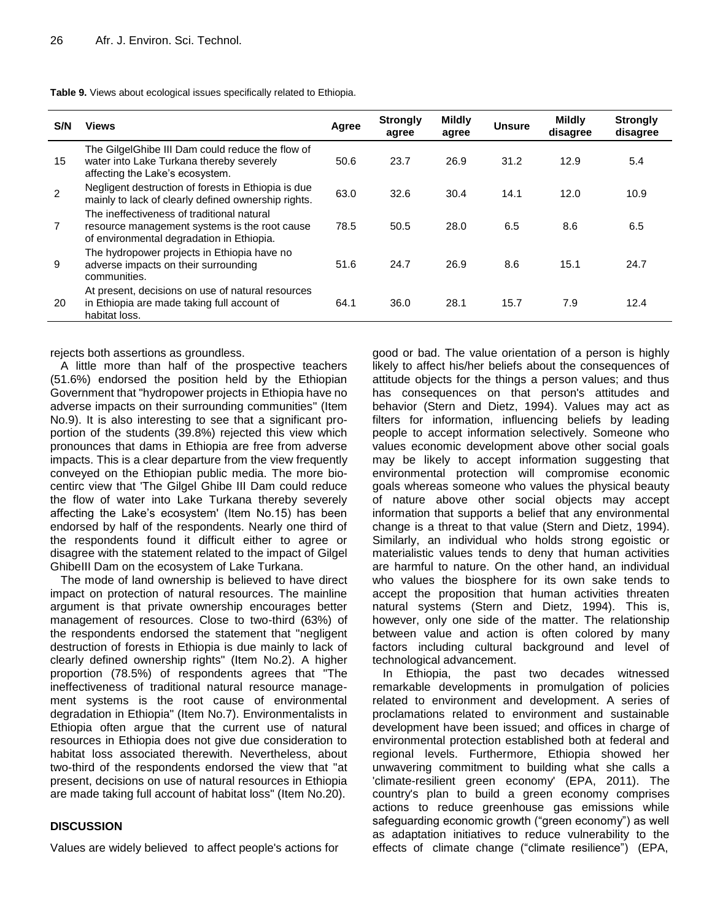**Table 9.** Views about ecological issues specifically related to Ethiopia.

| S/N | Views | Agree | Strongly agree | Mildly agree | Unsure | Mildly disagree | Strongly disagree |
|---|---|---|---|---|---|---|---|
| 15 | The GilgelGhibe III Dam could reduce the flow of water into Lake Turkana thereby severely affecting the Lake's ecosystem. | 50.6 | 23.7 | 26.9 | 31.2 | 12.9 | 5.4 |
| 2 | Negligent destruction of forests in Ethiopia is due mainly to lack of clearly defined ownership rights. | 63.0 | 32.6 | 30.4 | 14.1 | 12.0 | 10.9 |
| 7 | The ineffectiveness of traditional natural resource management systems is the root cause of environmental degradation in Ethiopia. | 78.5 | 50.5 | 28.0 | 6.5 | 8.6 | 6.5 |
| 9 | The hydropower projects in Ethiopia have no adverse impacts on their surrounding communities. | 51.6 | 24.7 | 26.9 | 8.6 | 15.1 | 24.7 |
| 20 | At present, decisions on use of natural resources in Ethiopia are made taking full account of habitat loss. | 64.1 | 36.0 | 28.1 | 15.7 | 7.9 | 12.4 |

rejects both assertions as groundless.

A little more than half of the prospective teachers (51.6%) endorsed the position held by the Ethiopian Government that "hydropower projects in Ethiopia have no adverse impacts on their surrounding communities" (Item No.9). It is also interesting to see that a significant proportion of the students (39.8%) rejected this view which pronounces that dams in Ethiopia are free from adverse impacts. This is a clear departure from the view frequently conveyed on the Ethiopian public media. The more biocentirc view that 'The Gilgel Ghibe III Dam could reduce the flow of water into Lake Turkana thereby severely affecting the Lake's ecosystem' (Item No.15) has been endorsed by half of the respondents. Nearly one third of the respondents found it difficult either to agree or disagree with the statement related to the impact of Gilgel GhibeIII Dam on the ecosystem of Lake Turkana.

The mode of land ownership is believed to have direct impact on protection of natural resources. The mainline argument is that private ownership encourages better management of resources. Close to two-third (63%) of the respondents endorsed the statement that "negligent destruction of forests in Ethiopia is due mainly to lack of clearly defined ownership rights" (Item No.2). A higher proportion (78.5%) of respondents agrees that "The ineffectiveness of traditional natural resource management systems is the root cause of environmental degradation in Ethiopia" (Item No.7). Environmentalists in Ethiopia often argue that the current use of natural resources in Ethiopia does not give due consideration to habitat loss associated therewith. Nevertheless, about two-third of the respondents endorsed the view that "at present, decisions on use of natural resources in Ethiopia are made taking full account of habitat loss" (Item No.20).

## DISCUSSION

Values are widely believed to affect people's actions for good or bad. The value orientation of a person is highly likely to affect his/her beliefs about the consequences of attitude objects for the things a person values; and thus has consequences on that person's attitudes and behavior (Stern and Dietz, 1994). Values may act as filters for information, influencing beliefs by leading people to accept information selectively. Someone who values economic development above other social goals may be likely to accept information suggesting that environmental protection will compromise economic goals whereas someone who values the physical beauty of nature above other social objects may accept information that supports a belief that any environmental change is a threat to that value (Stern and Dietz, 1994). Similarly, an individual who holds strong egoistic or materialistic values tends to deny that human activities are harmful to nature. On the other hand, an individual who values the biosphere for its own sake tends to accept the proposition that human activities threaten natural systems (Stern and Dietz, 1994). This is, however, only one side of the matter. The relationship between value and action is often colored by many factors including cultural background and level of technological advancement.

In Ethiopia, the past two decades witnessed remarkable developments in promulgation of policies related to environment and development. A series of proclamations related to environment and sustainable development have been issued; and offices in charge of environmental protection established both at federal and regional levels. Furthermore, Ethiopia showed her unwavering commitment to building what she calls a 'climate-resilient green economy' (EPA, 2011). The country's plan to build a green economy comprises actions to reduce greenhouse gas emissions while safeguarding economic growth ("green economy") as well as adaptation initiatives to reduce vulnerability to the effects of climate change ("climate resilience") (EPA,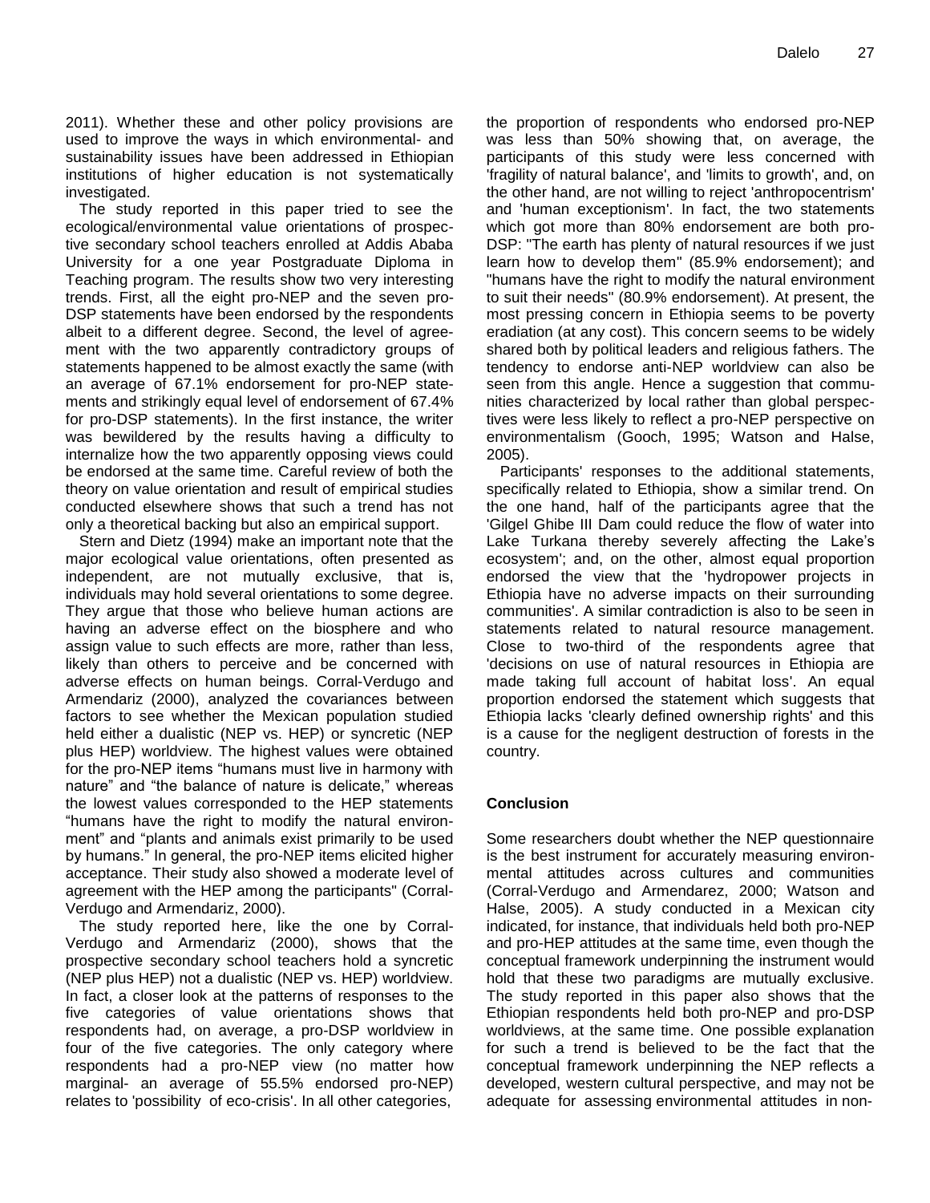2011). Whether these and other policy provisions are used to improve the ways in which environmental- and sustainability issues have been addressed in Ethiopian institutions of higher education is not systematically investigated.

The study reported in this paper tried to see the ecological/environmental value orientations of prospective secondary school teachers enrolled at Addis Ababa University for a one year Postgraduate Diploma in Teaching program. The results show two very interesting trends. First, all the eight pro-NEP and the seven pro-DSP statements have been endorsed by the respondents albeit to a different degree. Second, the level of agreement with the two apparently contradictory groups of statements happened to be almost exactly the same (with an average of 67.1% endorsement for pro-NEP statements and strikingly equal level of endorsement of 67.4% for pro-DSP statements). In the first instance, the writer was bewildered by the results having a difficulty to internalize how the two apparently opposing views could be endorsed at the same time. Careful review of both the theory on value orientation and result of empirical studies conducted elsewhere shows that such a trend has not only a theoretical backing but also an empirical support.

Stern and Dietz (1994) make an important note that the major ecological value orientations, often presented as independent, are not mutually exclusive, that is, individuals may hold several orientations to some degree. They argue that those who believe human actions are having an adverse effect on the biosphere and who assign value to such effects are more, rather than less, likely than others to perceive and be concerned with adverse effects on human beings. Corral-Verdugo and Armendariz (2000), analyzed the covariances between factors to see whether the Mexican population studied held either a dualistic (NEP vs. HEP) or syncretic (NEP plus HEP) worldview. The highest values were obtained for the pro-NEP items "humans must live in harmony with nature" and "the balance of nature is delicate," whereas the lowest values corresponded to the HEP statements "humans have the right to modify the natural environment" and "plants and animals exist primarily to be used by humans." In general, the pro-NEP items elicited higher acceptance. Their study also showed a moderate level of agreement with the HEP among the participants" (Corral-Verdugo and Armendariz, 2000).

The study reported here, like the one by Corral-Verdugo and Armendariz (2000), shows that the prospective secondary school teachers hold a syncretic (NEP plus HEP) not a dualistic (NEP vs. HEP) worldview. In fact, a closer look at the patterns of responses to the five categories of value orientations shows that respondents had, on average, a pro-DSP worldview in four of the five categories. The only category where respondents had a pro-NEP view (no matter how marginal- an average of 55.5% endorsed pro-NEP) relates to 'possibility of eco-crisis'. In all other categories, the proportion of respondents who endorsed pro-NEP was less than 50% showing that, on average, the participants of this study were less concerned with 'fragility of natural balance', and 'limits to growth', and, on the other hand, are not willing to reject 'anthropocentrism' and 'human exceptionism'. In fact, the two statements which got more than 80% endorsement are both pro-DSP: "The earth has plenty of natural resources if we just learn how to develop them" (85.9% endorsement); and "humans have the right to modify the natural environment to suit their needs" (80.9% endorsement). At present, the most pressing concern in Ethiopia seems to be poverty eradiation (at any cost). This concern seems to be widely shared both by political leaders and religious fathers. The tendency to endorse anti-NEP worldview can also be seen from this angle. Hence a suggestion that communities characterized by local rather than global perspectives were less likely to reflect a pro-NEP perspective on environmentalism (Gooch, 1995; Watson and Halse, 2005).

Participants' responses to the additional statements, specifically related to Ethiopia, show a similar trend. On the one hand, half of the participants agree that the 'Gilgel Ghibe III Dam could reduce the flow of water into Lake Turkana thereby severely affecting the Lake's ecosystem'; and, on the other, almost equal proportion endorsed the view that the 'hydropower projects in Ethiopia have no adverse impacts on their surrounding communities'. A similar contradiction is also to be seen in statements related to natural resource management. Close to two-third of the respondents agree that 'decisions on use of natural resources in Ethiopia are made taking full account of habitat loss'. An equal proportion endorsed the statement which suggests that Ethiopia lacks 'clearly defined ownership rights' and this is a cause for the negligent destruction of forests in the country.

## Conclusion

Some researchers doubt whether the NEP questionnaire is the best instrument for accurately measuring environmental attitudes across cultures and communities (Corral-Verdugo and Armendarez, 2000; Watson and Halse, 2005). A study conducted in a Mexican city indicated, for instance, that individuals held both pro-NEP and pro-HEP attitudes at the same time, even though the conceptual framework underpinning the instrument would hold that these two paradigms are mutually exclusive. The study reported in this paper also shows that the Ethiopian respondents held both pro-NEP and pro-DSP worldviews, at the same time. One possible explanation for such a trend is believed to be the fact that the conceptual framework underpinning the NEP reflects a developed, western cultural perspective, and may not be adequate for assessing environmental attitudes in non-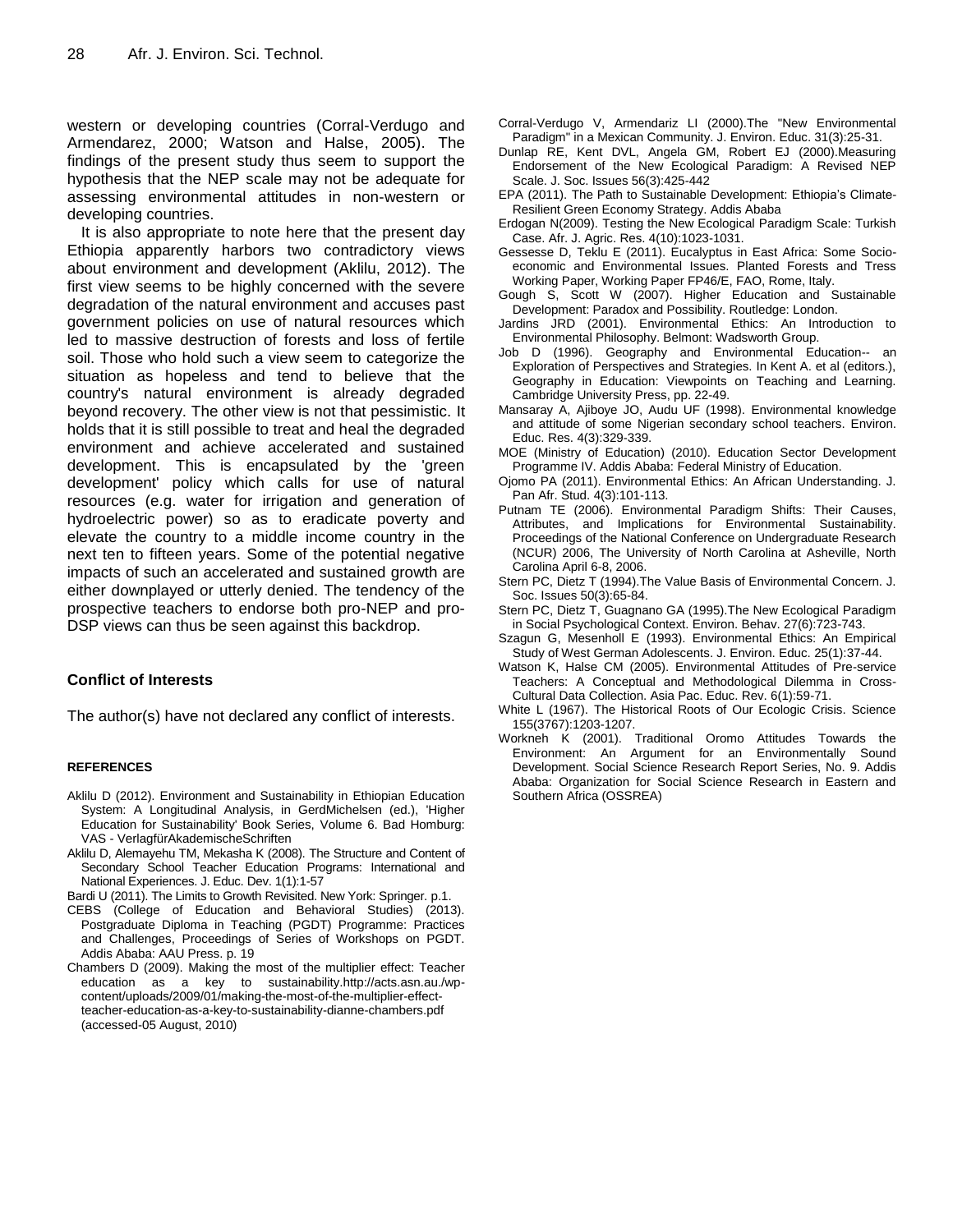western or developing countries (Corral-Verdugo and Armendarez, 2000; Watson and Halse, 2005). The findings of the present study thus seem to support the hypothesis that the NEP scale may not be adequate for assessing environmental attitudes in non-western or developing countries.

It is also appropriate to note here that the present day Ethiopia apparently harbors two contradictory views about environment and development (Aklilu, 2012). The first view seems to be highly concerned with the severe degradation of the natural environment and accuses past government policies on use of natural resources which led to massive destruction of forests and loss of fertile soil. Those who hold such a view seem to categorize the situation as hopeless and tend to believe that the country's natural environment is already degraded beyond recovery. The other view is not that pessimistic. It holds that it is still possible to treat and heal the degraded environment and achieve accelerated and sustained development. This is encapsulated by the 'green development' policy which calls for use of natural resources (e.g. water for irrigation and generation of hydroelectric power) so as to eradicate poverty and elevate the country to a middle income country in the next ten to fifteen years. Some of the potential negative impacts of such an accelerated and sustained growth are either downplayed or utterly denied. The tendency of the prospective teachers to endorse both pro-NEP and pro-DSP views can thus be seen against this backdrop.

## Conflict of Interests

The author(s) have not declared any conflict of interests.

## REFERENCES

Aklilu D (2012). Environment and Sustainability in Ethiopian Education System: A Longitudinal Analysis, in GerdMichelsen (ed.), 'Higher Education for Sustainability' Book Series, Volume 6. Bad Homburg: VAS - VerlagfürAkademischeSchriften

Aklilu D, Alemayehu TM, Mekasha K (2008). The Structure and Content of Secondary School Teacher Education Programs: International and National Experiences. J. Educ. Dev. 1(1):1-57

Bardi U (2011). The Limits to Growth Revisited. New York: Springer. p.1.

CEBS (College of Education and Behavioral Studies) (2013). Postgraduate Diploma in Teaching (PGDT) Programme: Practices and Challenges, Proceedings of Series of Workshops on PGDT. Addis Ababa: AAU Press. p. 19

Chambers D (2009). Making the most of the multiplier effect: Teacher education as a key to sustainability.http://acts.asn.au./wp-content/uploads/2009/01/making-the-most-of-the-multiplier-effect-teacher-education-as-a-key-to-sustainability-dianne-chambers.pdf (accessed-05 August, 2010)

Corral-Verdugo V, Armendariz LI (2000).The "New Environmental Paradigm" in a Mexican Community. J. Environ. Educ. 31(3):25-31.

Dunlap RE, Kent DVL, Angela GM, Robert EJ (2000).Measuring Endorsement of the New Ecological Paradigm: A Revised NEP Scale. J. Soc. Issues 56(3):425-442

EPA (2011). The Path to Sustainable Development: Ethiopia's Climate-Resilient Green Economy Strategy. Addis Ababa

Erdogan N(2009). Testing the New Ecological Paradigm Scale: Turkish Case. Afr. J. Agric. Res. 4(10):1023-1031.

Gessesse D, Teklu E (2011). Eucalyptus in East Africa: Some Socio-economic and Environmental Issues. Planted Forests and Tress Working Paper, Working Paper FP46/E, FAO, Rome, Italy.

Gough S, Scott W (2007). Higher Education and Sustainable Development: Paradox and Possibility. Routledge: London.

Jardins JRD (2001). Environmental Ethics: An Introduction to Environmental Philosophy. Belmont: Wadsworth Group.

Job D (1996). Geography and Environmental Education-- an Exploration of Perspectives and Strategies. In Kent A. et al (editors.), Geography in Education: Viewpoints on Teaching and Learning. Cambridge University Press, pp. 22-49.

Mansaray A, Ajiboye JO, Audu UF (1998). Environmental knowledge and attitude of some Nigerian secondary school teachers. Environ. Educ. Res. 4(3):329-339.

MOE (Ministry of Education) (2010). Education Sector Development Programme IV. Addis Ababa: Federal Ministry of Education.

Ojomo PA (2011). Environmental Ethics: An African Understanding. J. Pan Afr. Stud. 4(3):101-113.

Putnam TE (2006). Environmental Paradigm Shifts: Their Causes, Attributes, and Implications for Environmental Sustainability. Proceedings of the National Conference on Undergraduate Research (NCUR) 2006, The University of North Carolina at Asheville, North Carolina April 6-8, 2006.

Stern PC, Dietz T (1994).The Value Basis of Environmental Concern. J. Soc. Issues 50(3):65-84.

Stern PC, Dietz T, Guagnano GA (1995).The New Ecological Paradigm in Social Psychological Context. Environ. Behav. 27(6):723-743.

Szagun G, Mesenholl E (1993). Environmental Ethics: An Empirical Study of West German Adolescents. J. Environ. Educ. 25(1):37-44.

Watson K, Halse CM (2005). Environmental Attitudes of Pre-service Teachers: A Conceptual and Methodological Dilemma in Cross-Cultural Data Collection. Asia Pac. Educ. Rev. 6(1):59-71.

White L (1967). The Historical Roots of Our Ecologic Crisis. Science 155(3767):1203-1207.

Workneh K (2001). Traditional Oromo Attitudes Towards the Environment: An Argument for an Environmentally Sound Development. Social Science Research Report Series, No. 9. Addis Ababa: Organization for Social Science Research in Eastern and Southern Africa (OSSREA)